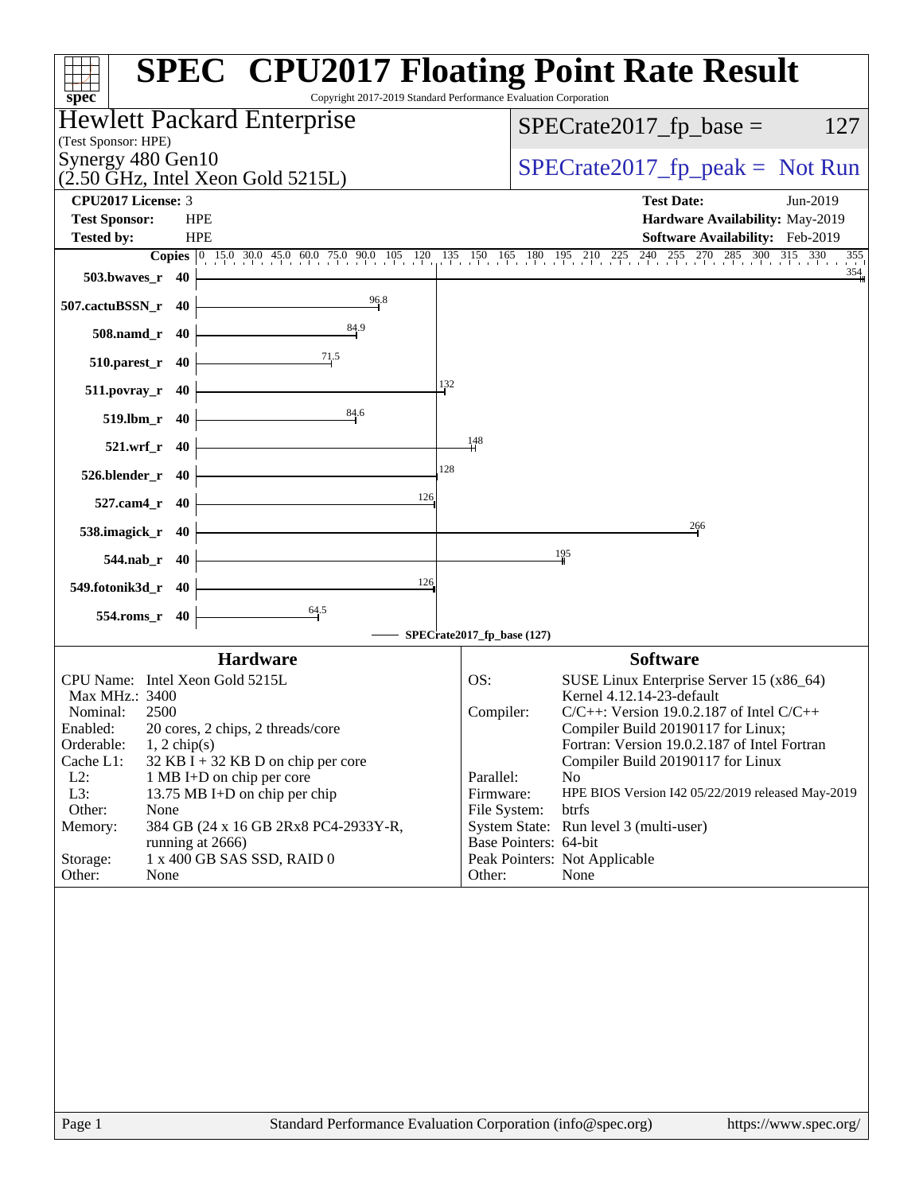# SPEC CPU2017 Floating Point Rate Result

Copyright 2017-2019 Standard Performance Evaluation Corporation

**Hewlett Packard Enterprise**
(Test Sponsor: HPE)

**Synergy 480 Gen10**
(2.50 GHz, Intel Xeon Gold 5215L)

SPECrate2017_fp_base = 127

SPECrate2017_fp_peak = Not Run

| | | | |
|---|---|---|---|
| **CPU2017 License:** | 3 | **Test Date:** | Jun-2019 |
| **Test Sponsor:** | HPE | **Hardware Availability:** | May-2019 |
| **Tested by:** | HPE | **Software Availability:** | Feb-2019 |

| Benchmark | Copies | SPECrate2017_fp_base |
|---|---|---|
| 503.bwaves_r | 40 | 354 |
| 507.cactuBSSN_r | 40 | 96.8 |
| 508.namd_r | 40 | 84.9 |
| 510.parest_r | 40 | 71.5 |
| 511.povray_r | 40 | 132 |
| 519.lbm_r | 40 | 84.6 |
| 521.wrf_r | 40 | 148 |
| 526.blender_r | 40 | 128 |
| 527.cam4_r | 40 | 126 |
| 538.imagick_r | 40 | 266 |
| 544.nab_r | 40 | 195 |
| 549.fotonik3d_r | 40 | 126 |
| 554.roms_r | 40 | 64.5 |

SPECrate2017_fp_base (127)

## Hardware

| | |
|---|---|
| CPU Name: | Intel Xeon Gold 5215L |
| Max MHz.: | 3400 |
| Nominal: | 2500 |
| Enabled: | 20 cores, 2 chips, 2 threads/core |
| Orderable: | 1, 2 chip(s) |
| Cache L1: | 32 KB I + 32 KB D on chip per core |
| L2: | 1 MB I+D on chip per core |
| L3: | 13.75 MB I+D on chip per chip |
| Other: | None |
| Memory: | 384 GB (24 x 16 GB 2Rx8 PC4-2933Y-R, running at 2666) |
| Storage: | 1 x 400 GB SAS SSD, RAID 0 |
| Other: | None |

## Software

| | |
|---|---|
| OS: | SUSE Linux Enterprise Server 15 (x86_64) Kernel 4.12.14-23-default |
| Compiler: | C/C++: Version 19.0.2.187 of Intel C/C++ Compiler Build 20190117 for Linux; Fortran: Version 19.0.2.187 of Intel Fortran Compiler Build 20190117 for Linux |
| Parallel: | No |
| Firmware: | HPE BIOS Version I42 05/22/2019 released May-2019 |
| File System: | btrfs |
| System State: | Run level 3 (multi-user) |
| Base Pointers: | 64-bit |
| Peak Pointers: | Not Applicable |
| Other: | None |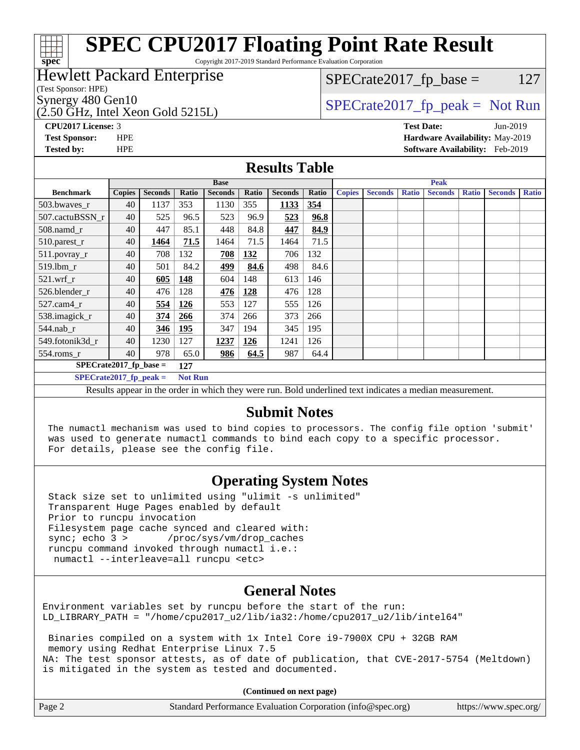# SPEC CPU2017 Floating Point Rate Result

Copyright 2017-2019 Standard Performance Evaluation Corporation

**Hewlett Packard Enterprise**
(Test Sponsor: HPE)
Synergy 480 Gen10
(2.50 GHz, Intel Xeon Gold 5215L)

SPECrate2017_fp_base = 127

SPECrate2017_fp_peak = Not Run

**CPU2017 License:** 3
**Test Sponsor:** HPE
**Tested by:** HPE

**Test Date:** Jun-2019
**Hardware Availability:** May-2019
**Software Availability:** Feb-2019

## Results Table

| | Base | | | | | | | Peak | | | | | | |
|---|---|---|---|---|---|---|---|---|---|---|---|---|---|---|
| **Benchmark** | **Copies** | **Seconds** | **Ratio** | **Seconds** | **Ratio** | **Seconds** | **Ratio** | **Copies** | **Seconds** | **Ratio** | **Seconds** | **Ratio** | **Seconds** | **Ratio** |
| 503.bwaves_r | 40 | 1137 | 353 | 1130 | 355 | **1133** | **354** | | | | | | | |
| 507.cactuBSSN_r | 40 | 525 | 96.5 | 523 | 96.9 | **523** | **96.8** | | | | | | | |
| 508.namd_r | 40 | 447 | 85.1 | 448 | 84.8 | **447** | **84.9** | | | | | | | |
| 510.parest_r | 40 | **1464** | **71.5** | 1464 | 71.5 | 1464 | 71.5 | | | | | | | |
| 511.povray_r | 40 | 708 | 132 | **708** | **132** | 706 | 132 | | | | | | | |
| 519.lbm_r | 40 | 501 | 84.2 | **499** | **84.6** | 498 | 84.6 | | | | | | | |
| 521.wrf_r | 40 | **605** | **148** | 604 | 148 | 613 | 146 | | | | | | | |
| 526.blender_r | 40 | 476 | 128 | **476** | **128** | 476 | 128 | | | | | | | |
| 527.cam4_r | 40 | **554** | **126** | 553 | 127 | 555 | 126 | | | | | | | |
| 538.imagick_r | 40 | **374** | **266** | 374 | 266 | 373 | 266 | | | | | | | |
| 544.nab_r | 40 | **346** | **195** | 347 | 194 | 345 | 195 | | | | | | | |
| 549.fotonik3d_r | 40 | 1230 | 127 | **1237** | **126** | 1241 | 126 | | | | | | | |
| 554.roms_r | 40 | 978 | 65.0 | **986** | **64.5** | 987 | 64.4 | | | | | | | |

**SPECrate2017_fp_base = 127**

**SPECrate2017_fp_peak = Not Run**

Results appear in the order in which they were run. Bold underlined text indicates a median measurement.

## Submit Notes

```
The numactl mechanism was used to bind copies to processors. The config file option 'submit'
was used to generate numactl commands to bind each copy to a specific processor.
For details, please see the config file.
```

## Operating System Notes

```
Stack size set to unlimited using "ulimit -s unlimited"
Transparent Huge Pages enabled by default
Prior to runcpu invocation
Filesystem page cache synced and cleared with:
sync; echo 3 >       /proc/sys/vm/drop_caches
runcpu command invoked through numactl i.e.:
 numactl --interleave=all runcpu <etc>
```

## General Notes

```
Environment variables set by runcpu before the start of the run:
LD_LIBRARY_PATH = "/home/cpu2017_u2/lib/ia32:/home/cpu2017_u2/lib/intel64"

 Binaries compiled on a system with 1x Intel Core i9-7900X CPU + 32GB RAM
 memory using Redhat Enterprise Linux 7.5
NA: The test sponsor attests, as of date of publication, that CVE-2017-5754 (Meltdown)
is mitigated in the system as tested and documented.
```

**(Continued on next page)**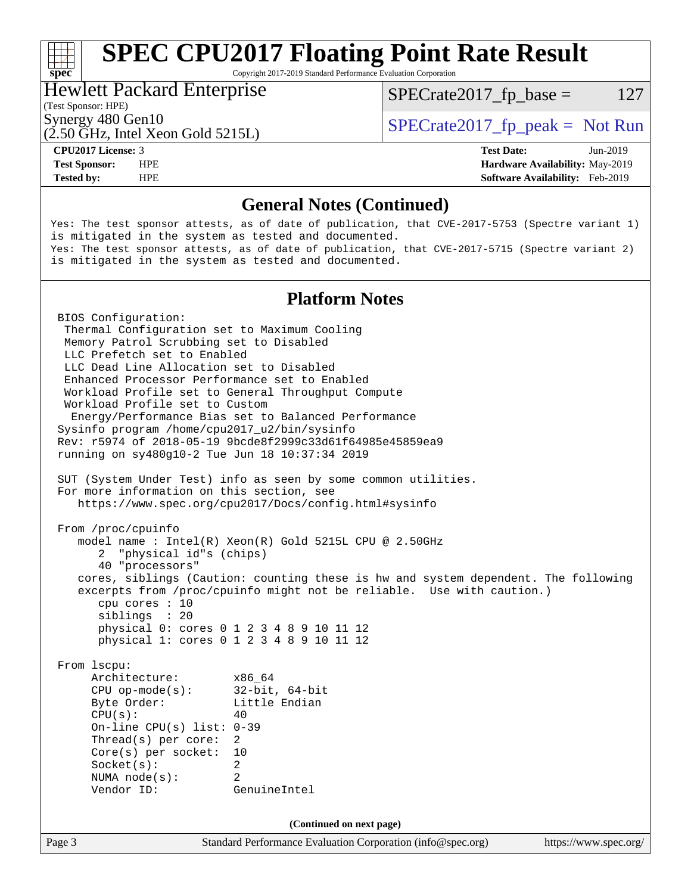## General Notes (Continued)

```
Yes: The test sponsor attests, as of date of publication, that CVE-2017-5753 (Spectre variant 1)
is mitigated in the system as tested and documented.
Yes: The test sponsor attests, as of date of publication, that CVE-2017-5715 (Spectre variant 2)
is mitigated in the system as tested and documented.
```

## Platform Notes

```
BIOS Configuration:
 Thermal Configuration set to Maximum Cooling
 Memory Patrol Scrubbing set to Disabled
 LLC Prefetch set to Enabled
 LLC Dead Line Allocation set to Disabled
 Enhanced Processor Performance set to Enabled
 Workload Profile set to General Throughput Compute
 Workload Profile set to Custom
  Energy/Performance Bias set to Balanced Performance
Sysinfo program /home/cpu2017_u2/bin/sysinfo
Rev: r5974 of 2018-05-19 9bcde8f2999c33d61f64985e45859ea9
running on sy480g10-2 Tue Jun 18 10:37:34 2019

SUT (System Under Test) info as seen by some common utilities.
For more information on this section, see
   https://www.spec.org/cpu2017/Docs/config.html#sysinfo

From /proc/cpuinfo
   model name : Intel(R) Xeon(R) Gold 5215L CPU @ 2.50GHz
      2  "physical id"s (chips)
      40 "processors"
   cores, siblings (Caution: counting these is hw and system dependent. The following
   excerpts from /proc/cpuinfo might not be reliable.  Use with caution.)
      cpu cores : 10
      siblings  : 20
      physical 0: cores 0 1 2 3 4 8 9 10 11 12
      physical 1: cores 0 1 2 3 4 8 9 10 11 12

From lscpu:
     Architecture:        x86_64
     CPU op-mode(s):      32-bit, 64-bit
     Byte Order:          Little Endian
     CPU(s):              40
     On-line CPU(s) list: 0-39
     Thread(s) per core:  2
     Core(s) per socket:  10
     Socket(s):           2
     NUMA node(s):        2
     Vendor ID:           GenuineIntel
```

(Continued on next page)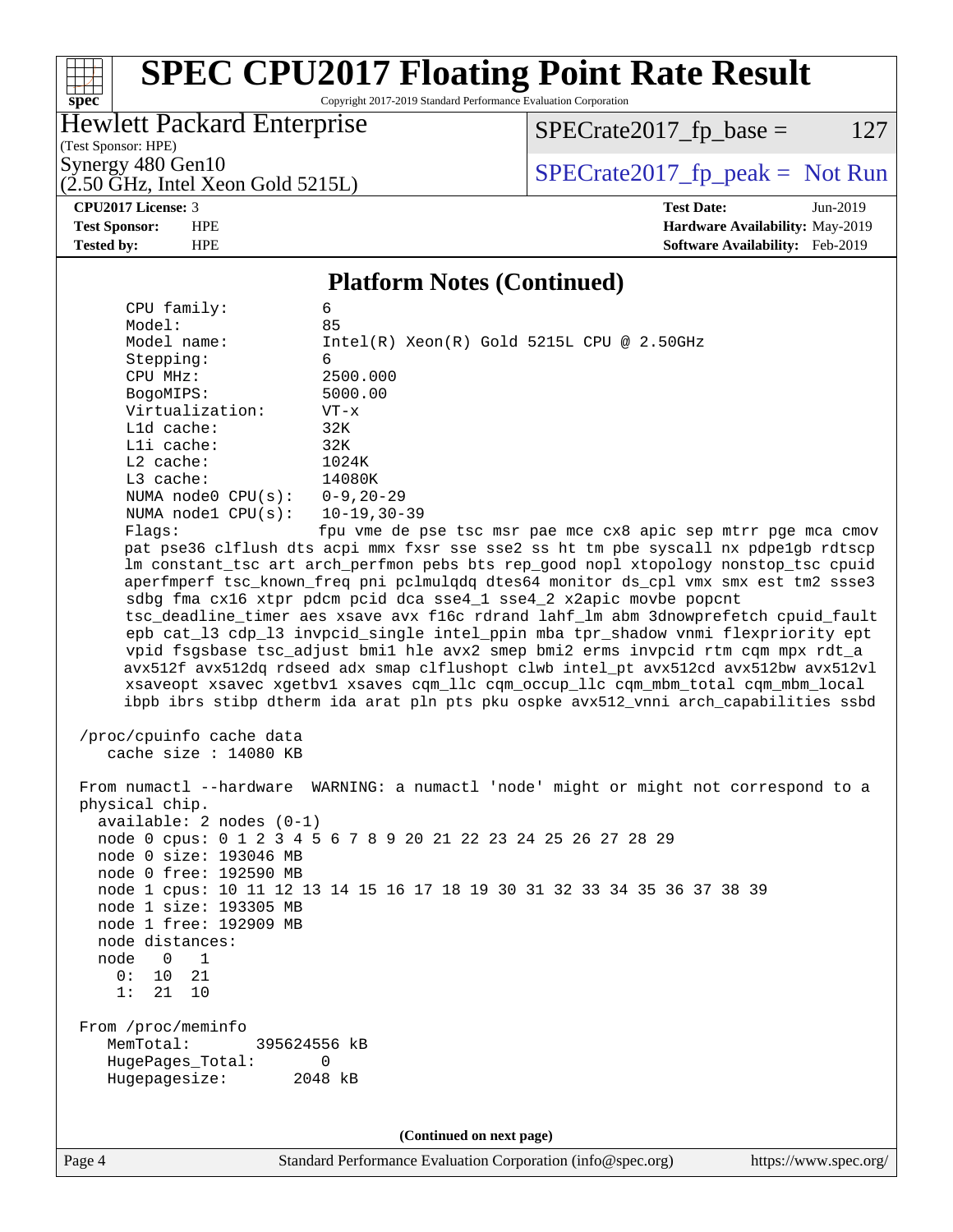## Platform Notes (Continued)

```
     CPU family:          6
     Model:               85
     Model name:          Intel(R) Xeon(R) Gold 5215L CPU @ 2.50GHz
     Stepping:            6
     CPU MHz:             2500.000
     BogoMIPS:            5000.00
     Virtualization:      VT-x
     L1d cache:           32K
     L1i cache:           32K
     L2 cache:            1024K
     L3 cache:            14080K
     NUMA node0 CPU(s):   0-9,20-29
     NUMA node1 CPU(s):   10-19,30-39
     Flags:               fpu vme de pse tsc msr pae mce cx8 apic sep mtrr pge mca cmov
     pat pse36 clflush dts acpi mmx fxsr sse sse2 ss ht tm pbe syscall nx pdpe1gb rdtscp
     lm constant_tsc art arch_perfmon pebs bts rep_good nopl xtopology nonstop_tsc cpuid
     aperfmperf tsc_known_freq pni pclmulqdq dtes64 monitor ds_cpl vmx smx est tm2 ssse3
     sdbg fma cx16 xtpr pdcm pcid dca sse4_1 sse4_2 x2apic movbe popcnt
     tsc_deadline_timer aes xsave avx f16c rdrand lahf_lm abm 3dnowprefetch cpuid_fault
     epb cat_l3 cdp_l3 invpcid_single intel_ppin mba tpr_shadow vnmi flexpriority ept
     vpid fsgsbase tsc_adjust bmi1 hle avx2 smep bmi2 erms invpcid rtm cqm mpx rdt_a
     avx512f avx512dq rdseed adx smap clflushopt clwb intel_pt avx512cd avx512bw avx512vl
     xsaveopt xsavec xgetbv1 xsaves cqm_llc cqm_occup_llc cqm_mbm_total cqm_mbm_local
     ibpb ibrs stibp dtherm ida arat pln pts pku ospke avx512_vnni arch_capabilities ssbd

 /proc/cpuinfo cache data
    cache size : 14080 KB

 From numactl --hardware  WARNING: a numactl 'node' might or might not correspond to a
 physical chip.
   available: 2 nodes (0-1)
   node 0 cpus: 0 1 2 3 4 5 6 7 8 9 20 21 22 23 24 25 26 27 28 29
   node 0 size: 193046 MB
   node 0 free: 192590 MB
   node 1 cpus: 10 11 12 13 14 15 16 17 18 19 30 31 32 33 34 35 36 37 38 39
   node 1 size: 193305 MB
   node 1 free: 192909 MB
   node distances:
   node   0   1
     0:  10  21
     1:  21  10

 From /proc/meminfo
    MemTotal:       395624556 kB
    HugePages_Total:       0
    Hugepagesize:       2048 kB
```

(Continued on next page)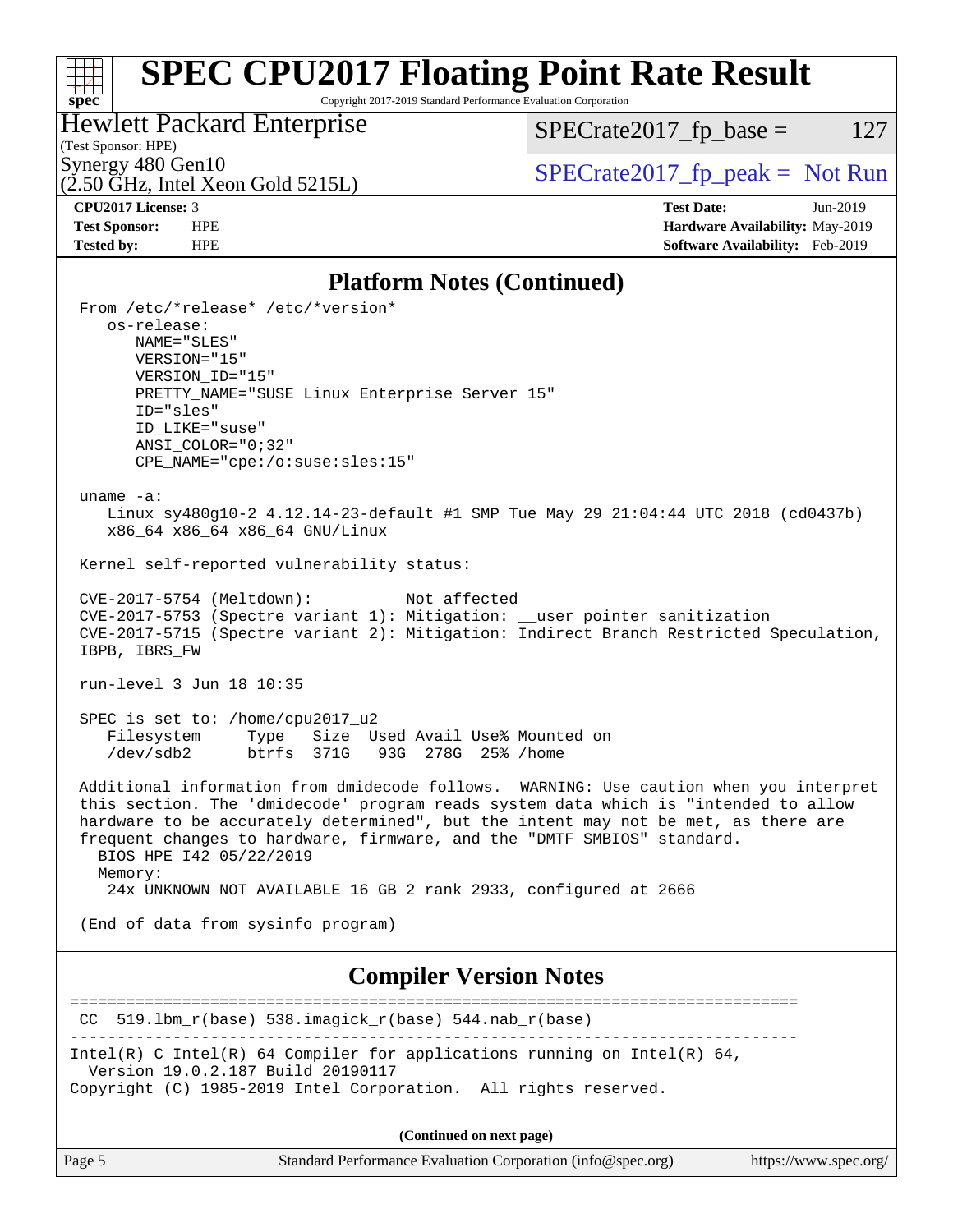## Platform Notes (Continued)

```
From /etc/*release* /etc/*version*
   os-release:
      NAME="SLES"
      VERSION="15"
      VERSION_ID="15"
      PRETTY_NAME="SUSE Linux Enterprise Server 15"
      ID="sles"
      ID_LIKE="suse"
      ANSI_COLOR="0;32"
      CPE_NAME="cpe:/o:suse:sles:15"

uname -a:
   Linux sy480g10-2 4.12.14-23-default #1 SMP Tue May 29 21:04:44 UTC 2018 (cd0437b)
   x86_64 x86_64 x86_64 GNU/Linux

Kernel self-reported vulnerability status:

CVE-2017-5754 (Meltdown):          Not affected
CVE-2017-5753 (Spectre variant 1): Mitigation: __user pointer sanitization
CVE-2017-5715 (Spectre variant 2): Mitigation: Indirect Branch Restricted Speculation,
IBPB, IBRS_FW

run-level 3 Jun 18 10:35

SPEC is set to: /home/cpu2017_u2
   Filesystem     Type   Size  Used Avail Use% Mounted on
   /dev/sdb2      btrfs  371G   93G  278G  25% /home

Additional information from dmidecode follows.  WARNING: Use caution when you interpret
this section. The 'dmidecode' program reads system data which is "intended to allow
hardware to be accurately determined", but the intent may not be met, as there are
frequent changes to hardware, firmware, and the "DMTF SMBIOS" standard.
  BIOS HPE I42 05/22/2019
  Memory:
   24x UNKNOWN NOT AVAILABLE 16 GB 2 rank 2933, configured at 2666

(End of data from sysinfo program)
```

## Compiler Version Notes

```
==============================================================================
 CC  519.lbm_r(base) 538.imagick_r(base) 544.nab_r(base)
------------------------------------------------------------------------------
Intel(R) C Intel(R) 64 Compiler for applications running on Intel(R) 64,
  Version 19.0.2.187 Build 20190117
Copyright (C) 1985-2019 Intel Corporation.  All rights reserved.
```

(Continued on next page)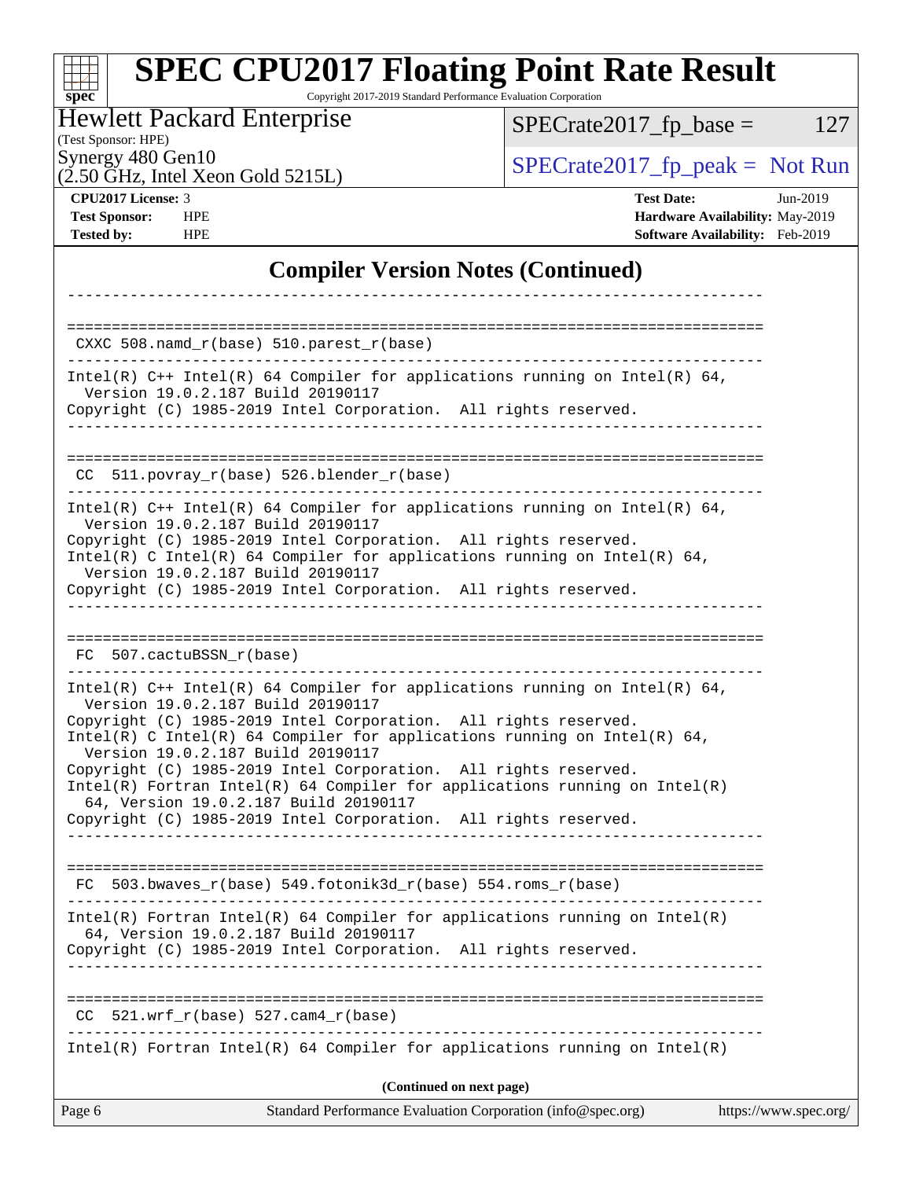## Compiler Version Notes (Continued)

```
------------------------------------------------------------------------------

==============================================================================
 CXXC 508.namd_r(base) 510.parest_r(base)
------------------------------------------------------------------------------
Intel(R) C++ Intel(R) 64 Compiler for applications running on Intel(R) 64,
  Version 19.0.2.187 Build 20190117
Copyright (C) 1985-2019 Intel Corporation.  All rights reserved.
------------------------------------------------------------------------------

==============================================================================
 CC  511.povray_r(base) 526.blender_r(base)
------------------------------------------------------------------------------
Intel(R) C++ Intel(R) 64 Compiler for applications running on Intel(R) 64,
  Version 19.0.2.187 Build 20190117
Copyright (C) 1985-2019 Intel Corporation.  All rights reserved.
Intel(R) C Intel(R) 64 Compiler for applications running on Intel(R) 64,
  Version 19.0.2.187 Build 20190117
Copyright (C) 1985-2019 Intel Corporation.  All rights reserved.
------------------------------------------------------------------------------

==============================================================================
 FC  507.cactuBSSN_r(base)
------------------------------------------------------------------------------
Intel(R) C++ Intel(R) 64 Compiler for applications running on Intel(R) 64,
  Version 19.0.2.187 Build 20190117
Copyright (C) 1985-2019 Intel Corporation.  All rights reserved.
Intel(R) C Intel(R) 64 Compiler for applications running on Intel(R) 64,
  Version 19.0.2.187 Build 20190117
Copyright (C) 1985-2019 Intel Corporation.  All rights reserved.
Intel(R) Fortran Intel(R) 64 Compiler for applications running on Intel(R)
  64, Version 19.0.2.187 Build 20190117
Copyright (C) 1985-2019 Intel Corporation.  All rights reserved.
------------------------------------------------------------------------------

==============================================================================
 FC  503.bwaves_r(base) 549.fotonik3d_r(base) 554.roms_r(base)
------------------------------------------------------------------------------
Intel(R) Fortran Intel(R) 64 Compiler for applications running on Intel(R)
  64, Version 19.0.2.187 Build 20190117
Copyright (C) 1985-2019 Intel Corporation.  All rights reserved.
------------------------------------------------------------------------------

==============================================================================
 CC  521.wrf_r(base) 527.cam4_r(base)
------------------------------------------------------------------------------
Intel(R) Fortran Intel(R) 64 Compiler for applications running on Intel(R)
```

**(Continued on next page)**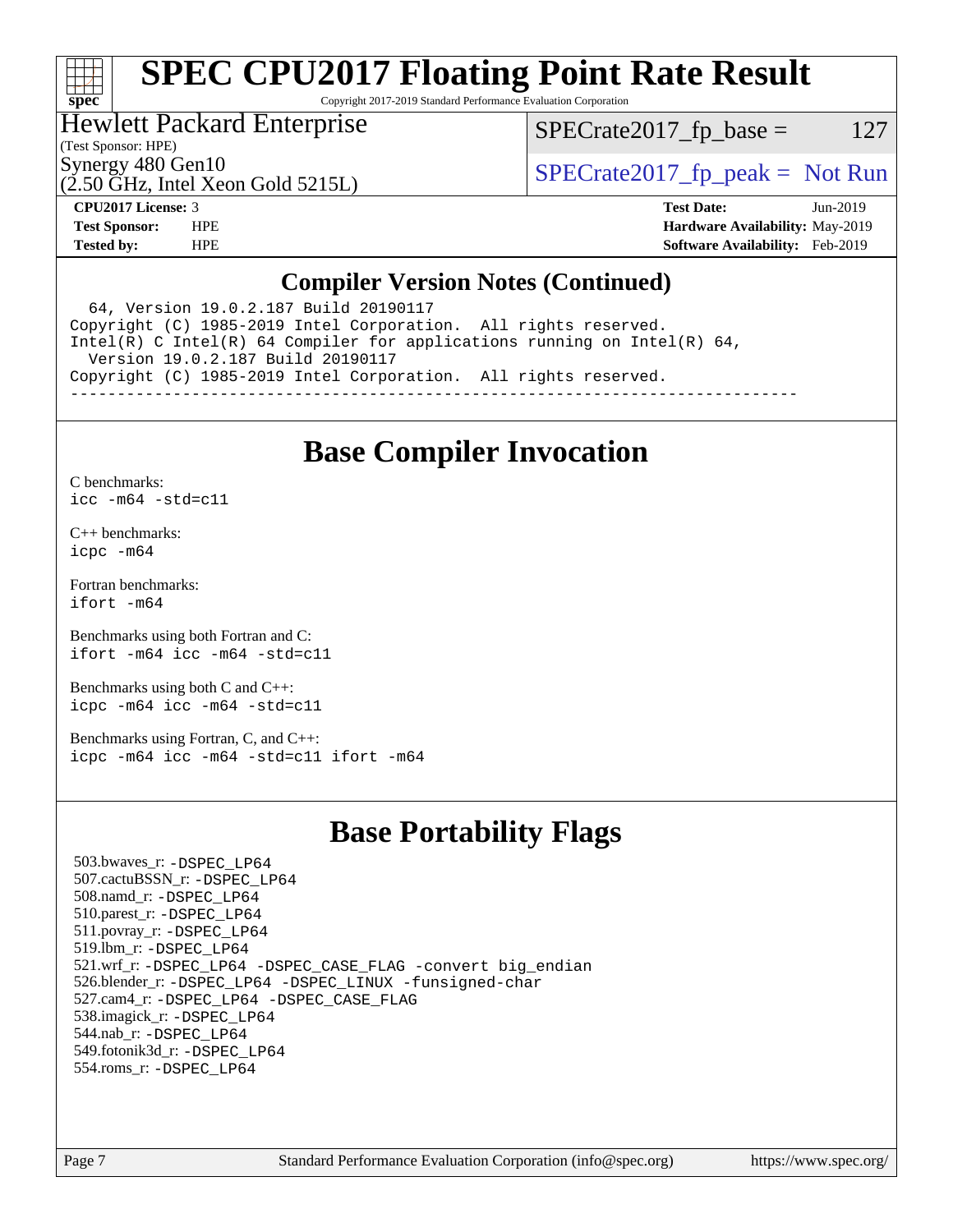# SPEC CPU2017 Floating Point Rate Result

Copyright 2017-2019 Standard Performance Evaluation Corporation

**Hewlett Packard Enterprise**
(Test Sponsor: HPE)
Synergy 480 Gen10
(2.50 GHz, Intel Xeon Gold 5215L)

SPECrate2017_fp_base = 127

SPECrate2017_fp_peak = Not Run

| | | | |
|---|---|---|---|
| **CPU2017 License:** | 3 | **Test Date:** | Jun-2019 |
| **Test Sponsor:** | HPE | **Hardware Availability:** | May-2019 |
| **Tested by:** | HPE | **Software Availability:** | Feb-2019 |

## Compiler Version Notes (Continued)

```
  64, Version 19.0.2.187 Build 20190117
Copyright (C) 1985-2019 Intel Corporation.  All rights reserved.
Intel(R) C Intel(R) 64 Compiler for applications running on Intel(R) 64,
  Version 19.0.2.187 Build 20190117
Copyright (C) 1985-2019 Intel Corporation.  All rights reserved.
------------------------------------------------------------------------------
```

## Base Compiler Invocation

C benchmarks:
`icc -m64 -std=c11`

C++ benchmarks:
`icpc -m64`

Fortran benchmarks:
`ifort -m64`

Benchmarks using both Fortran and C:
`ifort -m64 icc -m64 -std=c11`

Benchmarks using both C and C++:
`icpc -m64 icc -m64 -std=c11`

Benchmarks using Fortran, C, and C++:
`icpc -m64 icc -m64 -std=c11 ifort -m64`

## Base Portability Flags

503.bwaves_r: `-DSPEC_LP64`
507.cactuBSSN_r: `-DSPEC_LP64`
508.namd_r: `-DSPEC_LP64`
510.parest_r: `-DSPEC_LP64`
511.povray_r: `-DSPEC_LP64`
519.lbm_r: `-DSPEC_LP64`
521.wrf_r: `-DSPEC_LP64 -DSPEC_CASE_FLAG -convert big_endian`
526.blender_r: `-DSPEC_LP64 -DSPEC_LINUX -funsigned-char`
527.cam4_r: `-DSPEC_LP64 -DSPEC_CASE_FLAG`
538.imagick_r: `-DSPEC_LP64`
544.nab_r: `-DSPEC_LP64`
549.fotonik3d_r: `-DSPEC_LP64`
554.roms_r: `-DSPEC_LP64`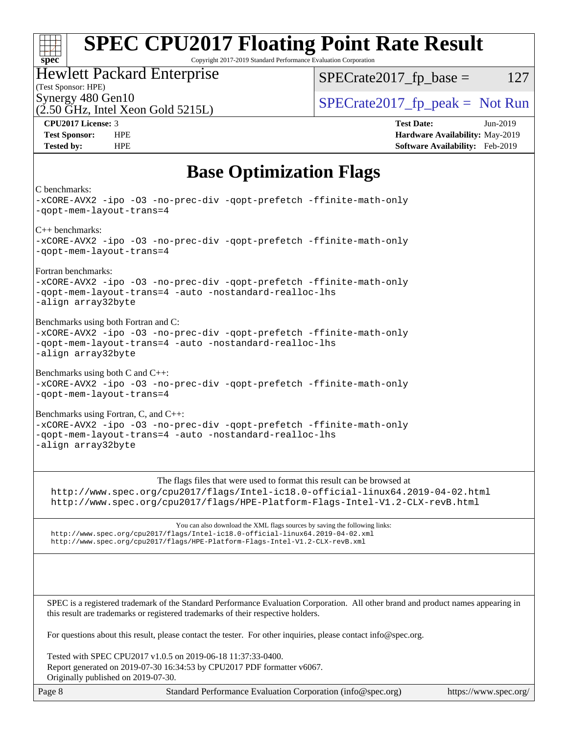# SPEC CPU2017 Floating Point Rate Result

Copyright 2017-2019 Standard Performance Evaluation Corporation

Hewlett Packard Enterprise
(Test Sponsor: HPE)
Synergy 480 Gen10
(2.50 GHz, Intel Xeon Gold 5215L)

SPECrate2017_fp_base = 127

SPECrate2017_fp_peak = Not Run

**CPU2017 License:** 3
**Test Sponsor:** HPE
**Tested by:** HPE

**Test Date:** Jun-2019
**Hardware Availability:** May-2019
**Software Availability:** Feb-2019

## Base Optimization Flags

C benchmarks:
-xCORE-AVX2 -ipo -O3 -no-prec-div -qopt-prefetch -ffinite-math-only
-qopt-mem-layout-trans=4

C++ benchmarks:
-xCORE-AVX2 -ipo -O3 -no-prec-div -qopt-prefetch -ffinite-math-only
-qopt-mem-layout-trans=4

Fortran benchmarks:
-xCORE-AVX2 -ipo -O3 -no-prec-div -qopt-prefetch -ffinite-math-only
-qopt-mem-layout-trans=4 -auto -nostandard-realloc-lhs
-align array32byte

Benchmarks using both Fortran and C:
-xCORE-AVX2 -ipo -O3 -no-prec-div -qopt-prefetch -ffinite-math-only
-qopt-mem-layout-trans=4 -auto -nostandard-realloc-lhs
-align array32byte

Benchmarks using both C and C++:
-xCORE-AVX2 -ipo -O3 -no-prec-div -qopt-prefetch -ffinite-math-only
-qopt-mem-layout-trans=4

Benchmarks using Fortran, C, and C++:
-xCORE-AVX2 -ipo -O3 -no-prec-div -qopt-prefetch -ffinite-math-only
-qopt-mem-layout-trans=4 -auto -nostandard-realloc-lhs
-align array32byte

The flags files that were used to format this result can be browsed at
http://www.spec.org/cpu2017/flags/Intel-ic18.0-official-linux64.2019-04-02.html
http://www.spec.org/cpu2017/flags/HPE-Platform-Flags-Intel-V1.2-CLX-revB.html

You can also download the XML flags sources by saving the following links:
http://www.spec.org/cpu2017/flags/Intel-ic18.0-official-linux64.2019-04-02.xml
http://www.spec.org/cpu2017/flags/HPE-Platform-Flags-Intel-V1.2-CLX-revB.xml

SPEC is a registered trademark of the Standard Performance Evaluation Corporation. All other brand and product names appearing in this result are trademarks or registered trademarks of their respective holders.

For questions about this result, please contact the tester. For other inquiries, please contact info@spec.org.

Tested with SPEC CPU2017 v1.0.5 on 2019-06-18 11:37:33-0400.
Report generated on 2019-07-30 16:34:53 by CPU2017 PDF formatter v6067.
Originally published on 2019-07-30.